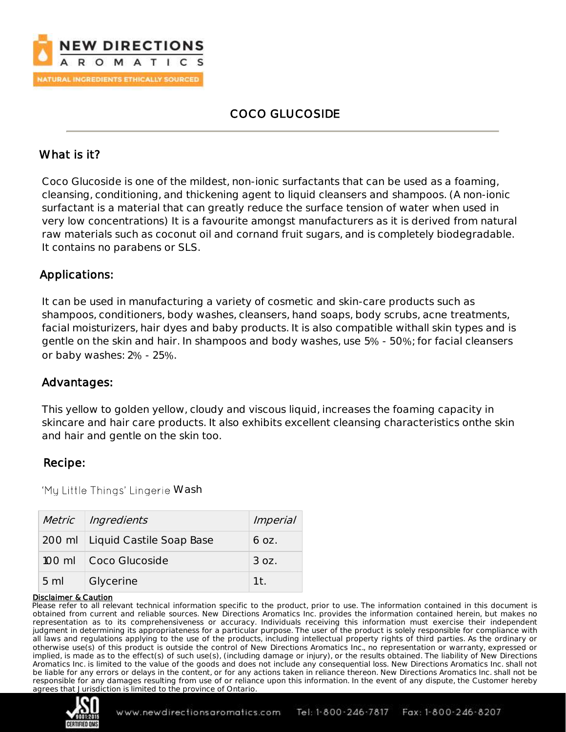NEW DIRECTIONS AROMATICS

NATURAL INGREDIENTS ETHICALLY SOURCED

# COCO GLUCOSIDE

## What is it?

Coco Glucoside is one of the mildest, non-ionic surfactants that can be used as a foaming, cleansing, conditioning, and thickening agent to liquid cleansers and shampoos. (A non-ionic surfactant is a material that can greatly reduce the surface tension of water when used in very low concentrations) It is a favourite amongst manufacturers as it is derived from natural raw materials such as coconut oil and cornand fruit sugars, and is completely biodegradable. It contains no parabens or SLS.

## Applications:

It can be used in manufacturing a variety of cosmetic and skin-care products such as shampoos, conditioners, body washes, cleansers, hand soaps, body scrubs, acne treatments, facial moisturizers, hair dyes and baby products. It is also compatible withall skin types and is gentle on the skin and hair. In shampoos and body washes, use 5% - 50%; for facial cleansers or baby washes: 2% - 25%.

## Advantages:

This yellow to golden yellow, cloudy and viscous liquid, increases the foaming capacity in skincare and hair care products. It also exhibits excellent cleansing characteristics onthe skin and hair and gentle on the skin too.

## Recipe:

'My Little Things' Lingerie Wash

| *Metric* | *Ingredients* | *Imperial* |
|---|---|---|
| 200 ml | Liquid Castile Soap Base | 6 oz. |
| 100 ml | Coco Glucoside | 3 oz. |
| 5 ml | Glycerine | 1t. |

**Disclaimer & Caution**

Please refer to all relevant technical information specific to the product, prior to use. The information contained in this document is obtained from current and reliable sources. New Directions Aromatics Inc. provides the information contained herein, but makes no representation as to its comprehensiveness or accuracy. Individuals receiving this information must exercise their independent judgment in determining its appropriateness for a particular purpose. The user of the product is solely responsible for compliance with all laws and regulations applying to the use of the products, including intellectual property rights of third parties. As the ordinary or otherwise use(s) of this product is outside the control of New Directions Aromatics Inc., no representation or warranty, expressed or implied, is made as to the effect(s) of such use(s), (including damage or injury), or the results obtained. The liability of New Directions Aromatics Inc. is limited to the value of the goods and does not include any consequential loss. New Directions Aromatics Inc. shall not be liable for any errors or delays in the content, or for any actions taken in reliance thereon. New Directions Aromatics Inc. shall not be responsible for any damages resulting from use of or reliance upon this information. In the event of any dispute, the Customer hereby agrees that Jurisdiction is limited to the province of Ontario.

www.newdirectionsaromatics.com Tel: 1-800-246-7817 Fax: 1-800-246-8207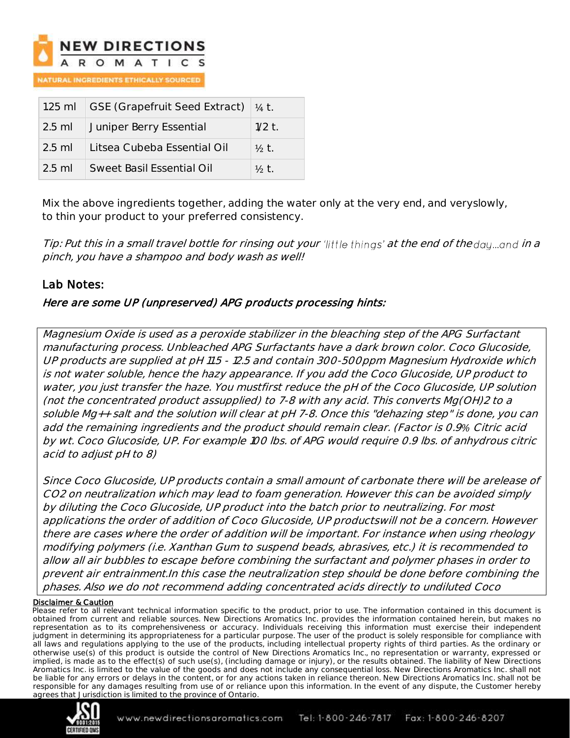| 125 ml | GSE (Grapefruit Seed Extract) | ¼ t. |
|---|---|---|
| 2.5 ml | Juniper Berry Essential | 1/2 t. |
| 2.5 ml | Litsea Cubeba Essential Oil | ½ t. |
| 2.5 ml | Sweet Basil Essential Oil | ½ t. |

Mix the above ingredients together, adding the water only at the very end, and veryslowly, to thin your product to your preferred consistency.

*Tip: Put this in a small travel bottle for rinsing out your 'little things' at the end of the day...and in a pinch, you have a shampoo and body wash as well!*

## Lab Notes:

*Here are some UP (unpreserved) APG products processing hints:*

*Magnesium Oxide is used as a peroxide stabilizer in the bleaching step of the APG Surfactant manufacturing process. Unbleached APG Surfactants have a dark brown color. Coco Glucoside, UP products are supplied at pH 11.5 - 12.5 and contain 300-500ppm Magnesium Hydroxide which is not water soluble, hence the hazy appearance. If you add the Coco Glucoside, UP product to water, you just transfer the haze. You mustfirst reduce the pH of the Coco Glucoside, UP solution (not the concentrated product assupplied) to 7-8 with any acid. This converts $Mg(OH)_2$ to a soluble $Mg^{++}$ salt and the solution will clear at pH 7-8. Once this "dehazing step" is done, you can add the remaining ingredients and the product should remain clear. (Factor is 0.9% Citric acid by wt. Coco Glucoside, UP. For example 100 lbs. of APG would require 0.9 lbs. of anhydrous citric acid to adjust pH to 8)*

*Since Coco Glucoside, UP products contain a small amount of carbonate there will be arelease of $CO_2$ on neutralization which may lead to foam generation. However this can be avoided simply by diluting the Coco Glucoside, UP product into the batch prior to neutralizing. For most applications the order of addition of Coco Glucoside, UP productswill not be a concern. However there are cases where the order of addition will be important. For instance when using rheology modifying polymers (i.e. Xanthan Gum to suspend beads, abrasives, etc.) it is recommended to allow all air bubbles to escape before combining the surfactant and polymer phases in order to prevent air entrainment.In this case the neutralization step should be done before combining the phases. Also we do not recommend adding concentrated acids directly to undiluted Coco*

**Disclaimer & Caution**

Please refer to all relevant technical information specific to the product, prior to use. The information contained in this document is obtained from current and reliable sources. New Directions Aromatics Inc. provides the information contained herein, but makes no representation as to its comprehensiveness or accuracy. Individuals receiving this information must exercise their independent judgment in determining its appropriateness for a particular purpose. The user of the product is solely responsible for compliance with all laws and regulations applying to the use of the products, including intellectual property rights of third parties. As the ordinary or otherwise use(s) of this product is outside the control of New Directions Aromatics Inc., no representation or warranty, expressed or implied, is made as to the effect(s) of such use(s), (including damage or injury), or the results obtained. The liability of New Directions Aromatics Inc. is limited to the value of the goods and does not include any consequential loss. New Directions Aromatics Inc. shall not be liable for any errors or delays in the content, or for any actions taken in reliance thereon. New Directions Aromatics Inc. shall not be responsible for any damages resulting from use of or reliance upon this information. In the event of any dispute, the Customer hereby agrees that Jurisdiction is limited to the province of Ontario.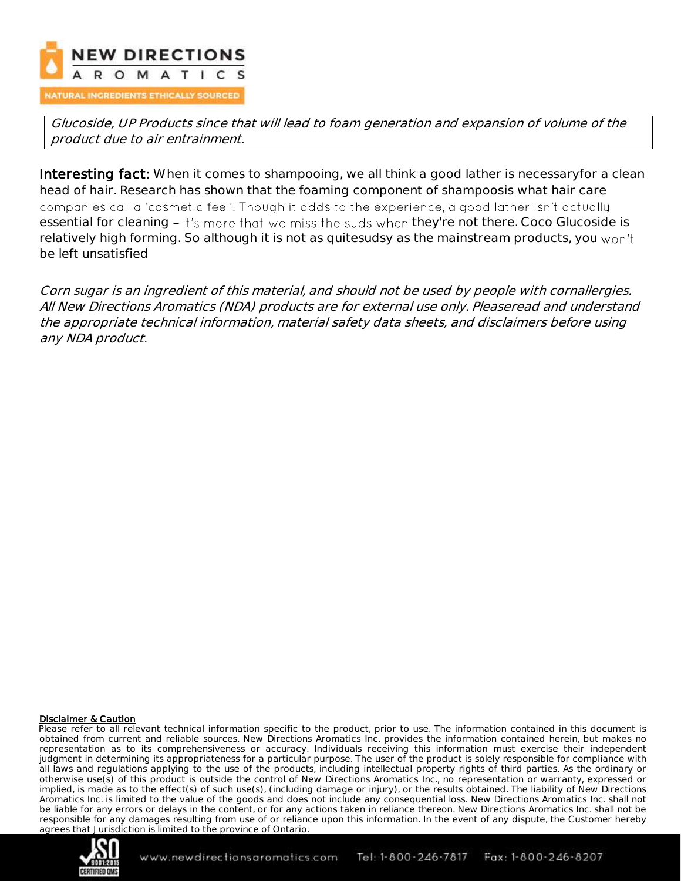*Glucoside, UP Products since that will lead to foam generation and expansion of volume of the product due to air entrainment.*

**Interesting fact:** When it comes to shampooing, we all think a good lather is necessaryfor a clean head of hair. Research has shown that the foaming component of shampoosis what hair care companies call a 'cosmetic feel'. Though it adds to the experience, a good lather isn't actually essential for cleaning – it's more that we miss the suds when they're not there. Coco Glucoside is relatively high forming. So although it is not as quitesudsy as the mainstream products, you won't be left unsatisfied

*Corn sugar is an ingredient of this material, and should not be used by people with cornallergies. All New Directions Aromatics (NDA) products are for external use only. Pleaseread and understand the appropriate technical information, material safety data sheets, and disclaimers before using any NDA product.*

**Disclaimer & Caution**

Please refer to all relevant technical information specific to the product, prior to use. The information contained in this document is obtained from current and reliable sources. New Directions Aromatics Inc. provides the information contained herein, but makes no representation as to its comprehensiveness or accuracy. Individuals receiving this information must exercise their independent judgment in determining its appropriateness for a particular purpose. The user of the product is solely responsible for compliance with all laws and regulations applying to the use of the products, including intellectual property rights of third parties. As the ordinary or otherwise use(s) of this product is outside the control of New Directions Aromatics Inc., no representation or warranty, expressed or implied, is made as to the effect(s) of such use(s), (including damage or injury), or the results obtained. The liability of New Directions Aromatics Inc. is limited to the value of the goods and does not include any consequential loss. New Directions Aromatics Inc. shall not be liable for any errors or delays in the content, or for any actions taken in reliance thereon. New Directions Aromatics Inc. shall not be responsible for any damages resulting from use of or reliance upon this information. In the event of any dispute, the Customer hereby agrees that Jurisdiction is limited to the province of Ontario.